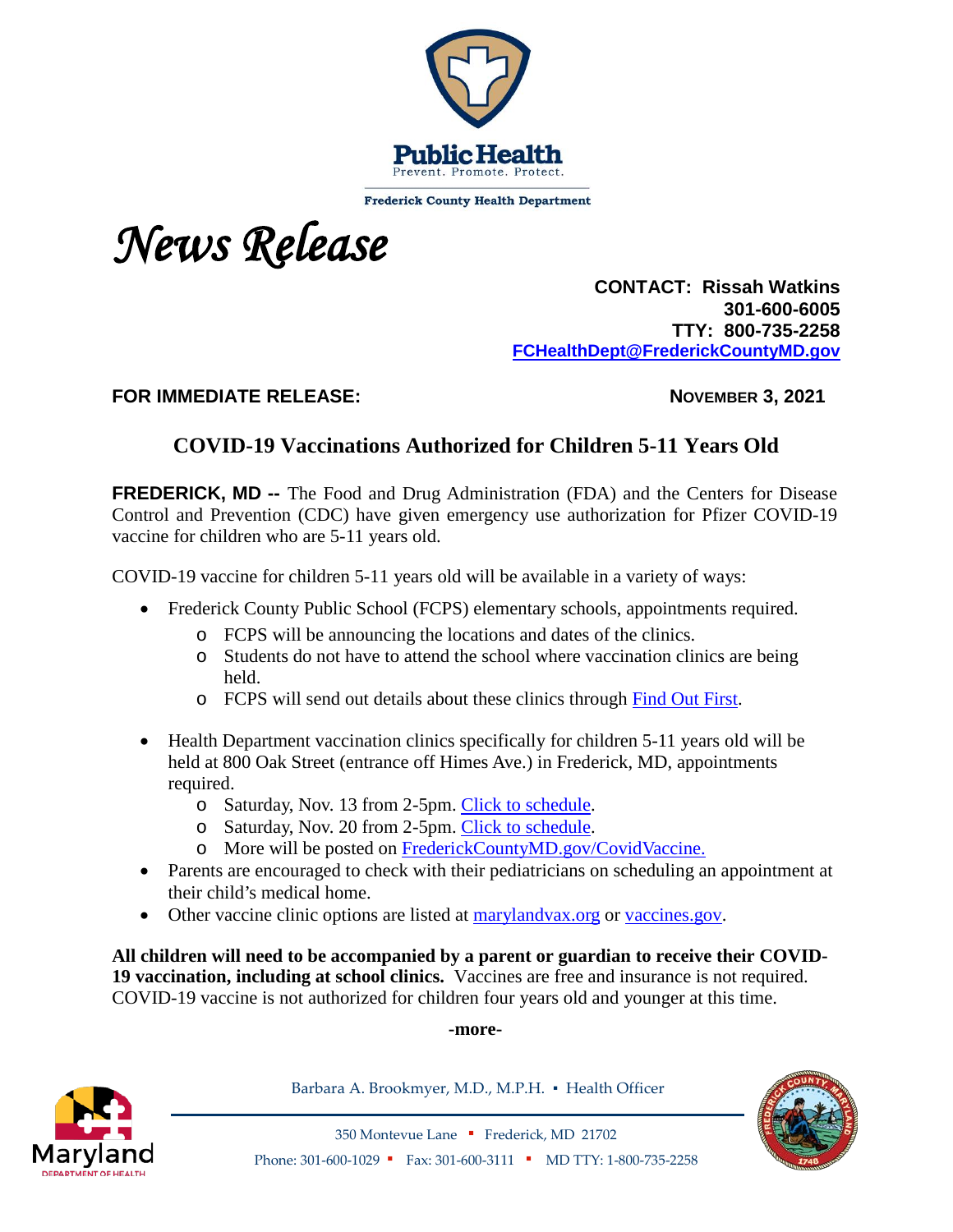Public Health
Prevent. Promote. Protect.

Frederick County Health Department

# *News Release*

**CONTACT: Rissah Watkins**
**301-600-6005**
**TTY: 800-735-2258**
**[FCHealthDept@FrederickCountyMD.gov](mailto:FCHealthDept@FrederickCountyMD.gov)**

**FOR IMMEDIATE RELEASE:** **NOVEMBER 3, 2021**

## COVID-19 Vaccinations Authorized for Children 5-11 Years Old

**FREDERICK, MD --** The Food and Drug Administration (FDA) and the Centers for Disease Control and Prevention (CDC) have given emergency use authorization for Pfizer COVID-19 vaccine for children who are 5-11 years old.

COVID-19 vaccine for children 5-11 years old will be available in a variety of ways:

- Frederick County Public School (FCPS) elementary schools, appointments required.
  - FCPS will be announcing the locations and dates of the clinics.
  - Students do not have to attend the school where vaccination clinics are being held.
  - FCPS will send out details about these clinics through Find Out First.

- Health Department vaccination clinics specifically for children 5-11 years old will be held at 800 Oak Street (entrance off Himes Ave.) in Frederick, MD, appointments required.
  - Saturday, Nov. 13 from 2-5pm. Click to schedule.
  - Saturday, Nov. 20 from 2-5pm. Click to schedule.
  - More will be posted on FrederickCountyMD.gov/CovidVaccine.
- Parents are encouraged to check with their pediatricians on scheduling an appointment at their child's medical home.
- Other vaccine clinic options are listed at marylandvax.org or vaccines.gov.

**All children will need to be accompanied by a parent or guardian to receive their COVID-19 vaccination, including at school clinics.** Vaccines are free and insurance is not required. COVID-19 vaccine is not authorized for children four years old and younger at this time.

**-more-**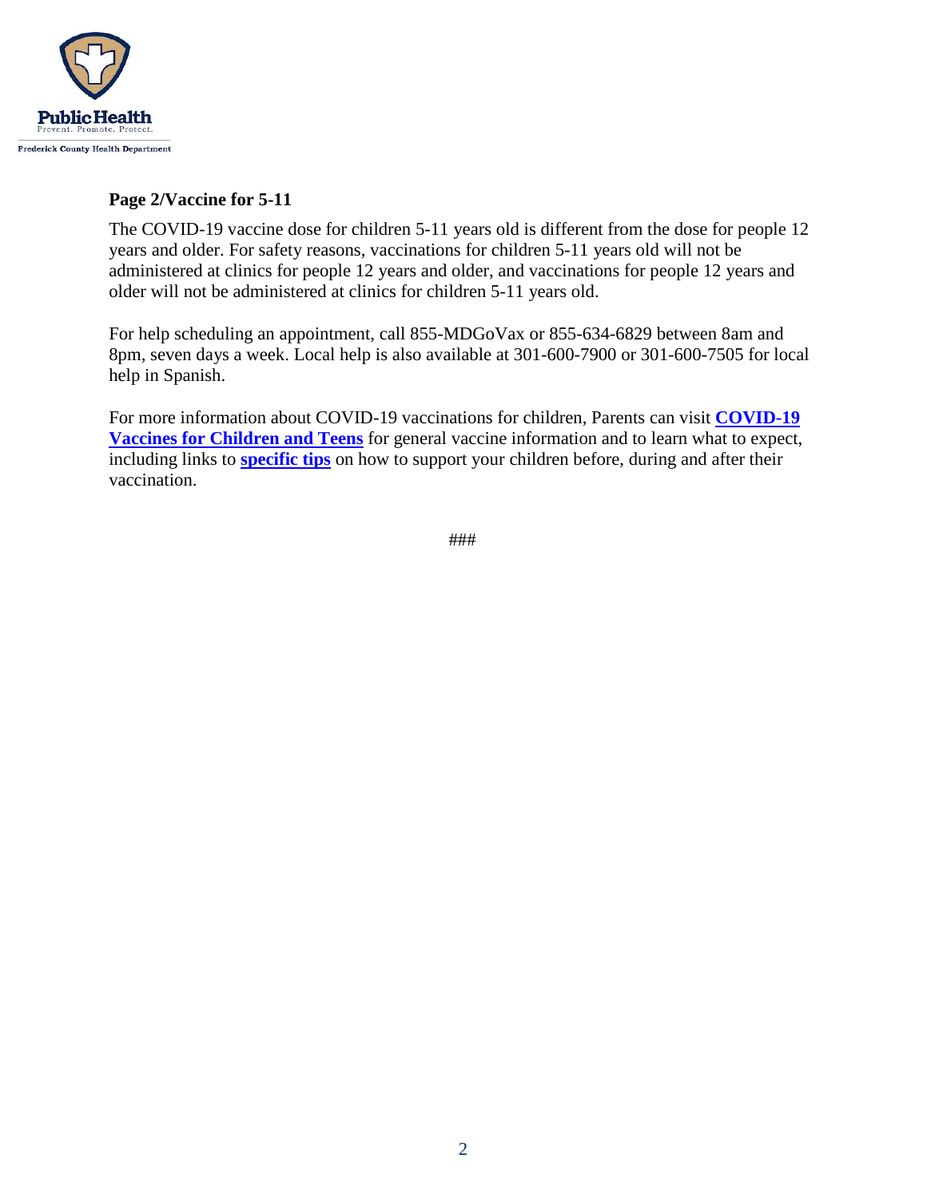Public Health
Prevent. Promote. Protect.
Frederick County Health Department

**Page 2/Vaccine for 5-11**

The COVID-19 vaccine dose for children 5-11 years old is different from the dose for people 12 years and older. For safety reasons, vaccinations for children 5-11 years old will not be administered at clinics for people 12 years and older, and vaccinations for people 12 years and older will not be administered at clinics for children 5-11 years old.

For help scheduling an appointment, call 855-MDGoVax or 855-634-6829 between 8am and 8pm, seven days a week. Local help is also available at 301-600-7900 or 301-600-7505 for local help in Spanish.

For more information about COVID-19 vaccinations for children, Parents can visit **COVID-19 Vaccines for Children and Teens** for general vaccine information and to learn what to expect, including links to **specific tips** on how to support your children before, during and after their vaccination.

###